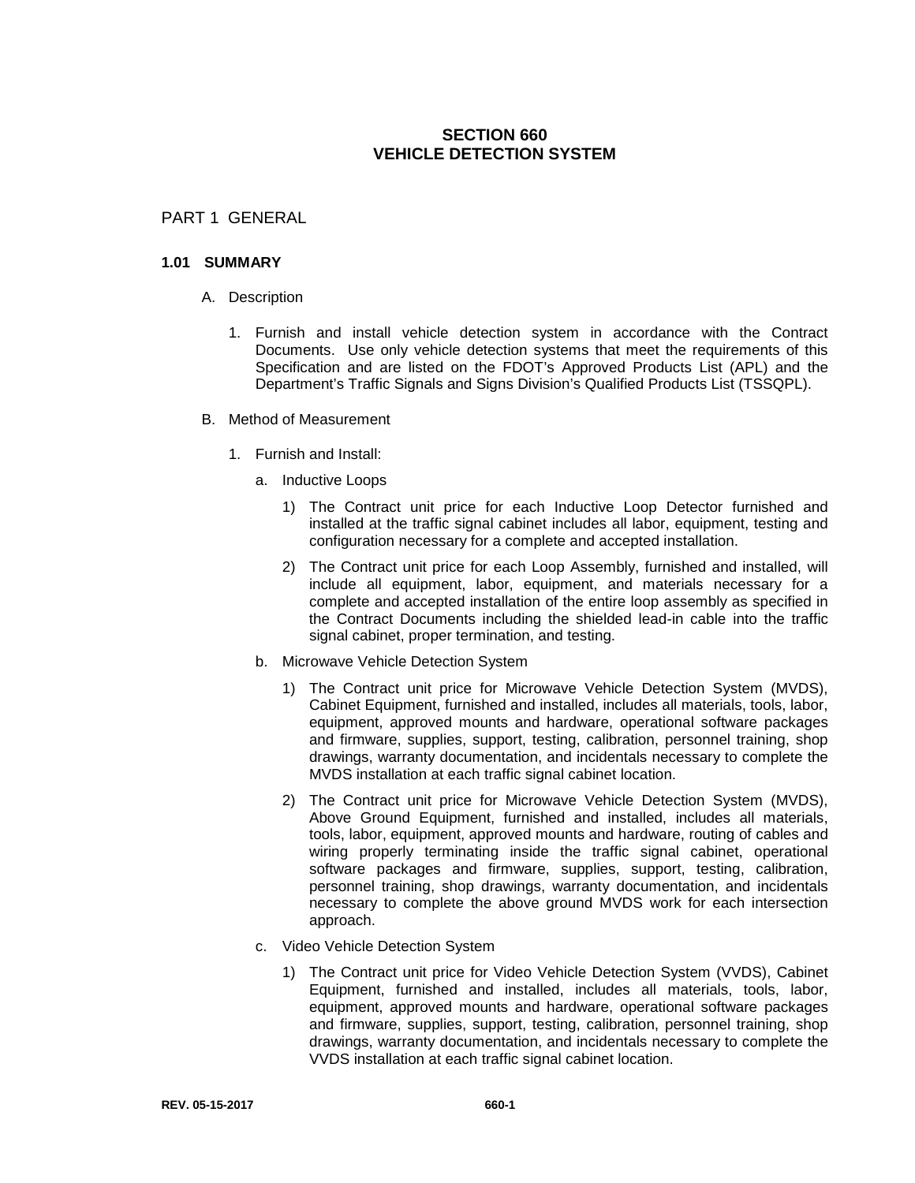# SECTION 660
# VEHICLE DETECTION SYSTEM

## PART 1 GENERAL

### 1.01 SUMMARY

A. Description

1. Furnish and install vehicle detection system in accordance with the Contract Documents. Use only vehicle detection systems that meet the requirements of this Specification and are listed on the FDOT's Approved Products List (APL) and the Department's Traffic Signals and Signs Division's Qualified Products List (TSSQPL).

B. Method of Measurement

1. Furnish and Install:

   a. Inductive Loops

      1) The Contract unit price for each Inductive Loop Detector furnished and installed at the traffic signal cabinet includes all labor, equipment, testing and configuration necessary for a complete and accepted installation.

      2) The Contract unit price for each Loop Assembly, furnished and installed, will include all equipment, labor, equipment, and materials necessary for a complete and accepted installation of the entire loop assembly as specified in the Contract Documents including the shielded lead-in cable into the traffic signal cabinet, proper termination, and testing.

   b. Microwave Vehicle Detection System

      1) The Contract unit price for Microwave Vehicle Detection System (MVDS), Cabinet Equipment, furnished and installed, includes all materials, tools, labor, equipment, approved mounts and hardware, operational software packages and firmware, supplies, support, testing, calibration, personnel training, shop drawings, warranty documentation, and incidentals necessary to complete the MVDS installation at each traffic signal cabinet location.

      2) The Contract unit price for Microwave Vehicle Detection System (MVDS), Above Ground Equipment, furnished and installed, includes all materials, tools, labor, equipment, approved mounts and hardware, routing of cables and wiring properly terminating inside the traffic signal cabinet, operational software packages and firmware, supplies, support, testing, calibration, personnel training, shop drawings, warranty documentation, and incidentals necessary to complete the above ground MVDS work for each intersection approach.

   c. Video Vehicle Detection System

      1) The Contract unit price for Video Vehicle Detection System (VVDS), Cabinet Equipment, furnished and installed, includes all materials, tools, labor, equipment, approved mounts and hardware, operational software packages and firmware, supplies, support, testing, calibration, personnel training, shop drawings, warranty documentation, and incidentals necessary to complete the VVDS installation at each traffic signal cabinet location.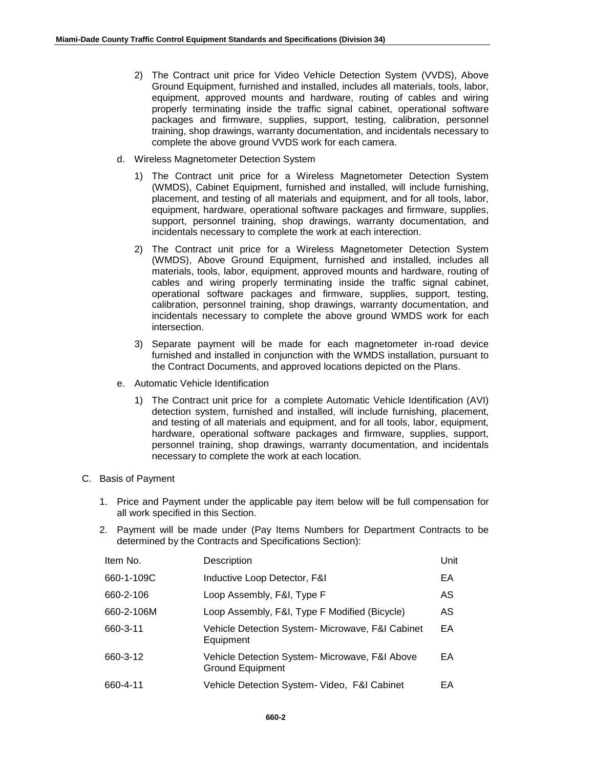2) The Contract unit price for Video Vehicle Detection System (VVDS), Above Ground Equipment, furnished and installed, includes all materials, tools, labor, equipment, approved mounts and hardware, routing of cables and wiring properly terminating inside the traffic signal cabinet, operational software packages and firmware, supplies, support, testing, calibration, personnel training, shop drawings, warranty documentation, and incidentals necessary to complete the above ground VVDS work for each camera.

d. Wireless Magnetometer Detection System

1) The Contract unit price for a Wireless Magnetometer Detection System (WMDS), Cabinet Equipment, furnished and installed, will include furnishing, placement, and testing of all materials and equipment, and for all tools, labor, equipment, hardware, operational software packages and firmware, supplies, support, personnel training, shop drawings, warranty documentation, and incidentals necessary to complete the work at each interection.

2) The Contract unit price for a Wireless Magnetometer Detection System (WMDS), Above Ground Equipment, furnished and installed, includes all materials, tools, labor, equipment, approved mounts and hardware, routing of cables and wiring properly terminating inside the traffic signal cabinet, operational software packages and firmware, supplies, support, testing, calibration, personnel training, shop drawings, warranty documentation, and incidentals necessary to complete the above ground WMDS work for each intersection.

3) Separate payment will be made for each magnetometer in-road device furnished and installed in conjunction with the WMDS installation, pursuant to the Contract Documents, and approved locations depicted on the Plans.

e. Automatic Vehicle Identification

1) The Contract unit price for a complete Automatic Vehicle Identification (AVI) detection system, furnished and installed, will include furnishing, placement, and testing of all materials and equipment, and for all tools, labor, equipment, hardware, operational software packages and firmware, supplies, support, personnel training, shop drawings, warranty documentation, and incidentals necessary to complete the work at each location.

C. Basis of Payment

1. Price and Payment under the applicable pay item below will be full compensation for all work specified in this Section.

2. Payment will be made under (Pay Items Numbers for Department Contracts to be determined by the Contracts and Specifications Section):

| Item No. | Description | Unit |
|---|---|---|
| 660-1-109C | Inductive Loop Detector, F&I | EA |
| 660-2-106 | Loop Assembly, F&I, Type F | AS |
| 660-2-106M | Loop Assembly, F&I, Type F Modified (Bicycle) | AS |
| 660-3-11 | Vehicle Detection System- Microwave, F&I Cabinet Equipment | EA |
| 660-3-12 | Vehicle Detection System- Microwave, F&I Above Ground Equipment | EA |
| 660-4-11 | Vehicle Detection System- Video, F&I Cabinet | EA |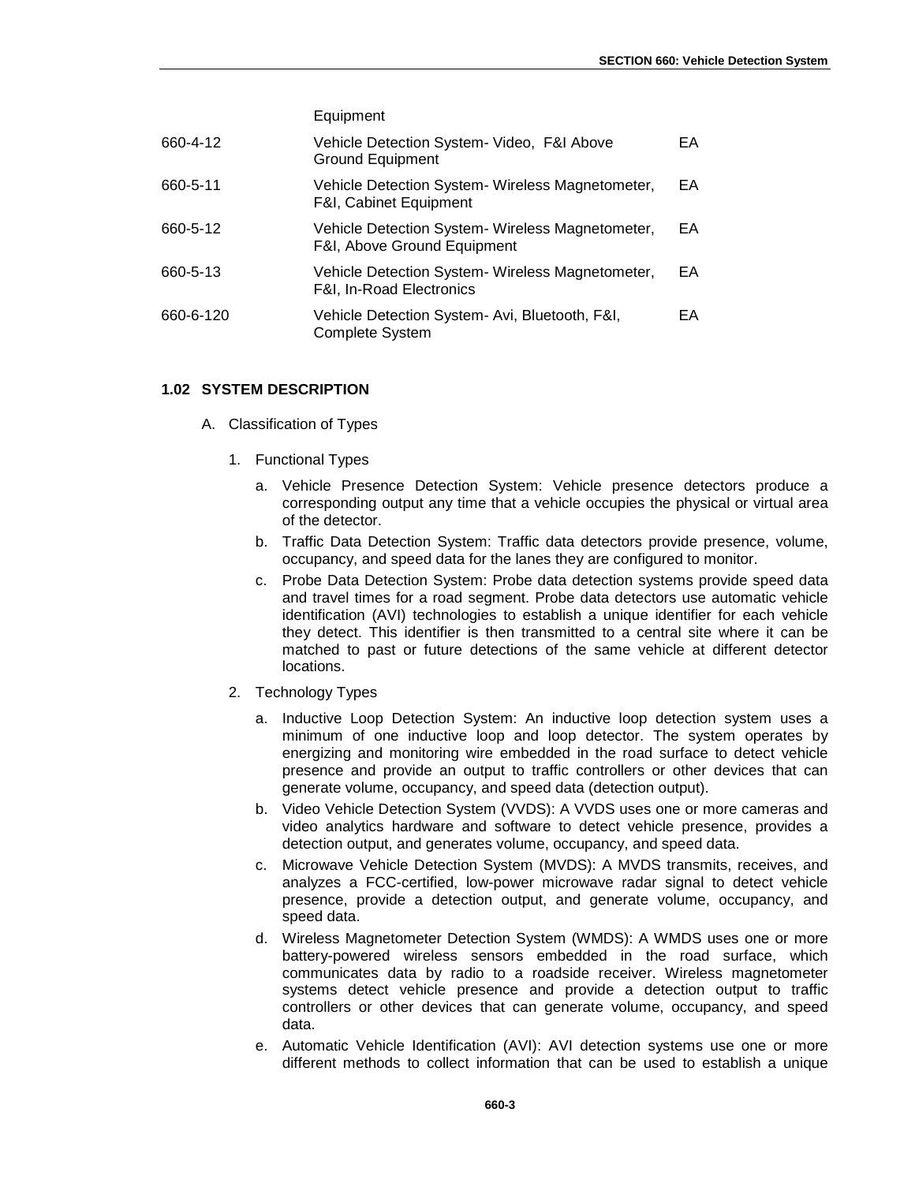| | | |
|---|---|---|
| | Equipment | |
| 660-4-12 | Vehicle Detection System- Video, F&I Above Ground Equipment | EA |
| 660-5-11 | Vehicle Detection System- Wireless Magnetometer, F&I, Cabinet Equipment | EA |
| 660-5-12 | Vehicle Detection System- Wireless Magnetometer, F&I, Above Ground Equipment | EA |
| 660-5-13 | Vehicle Detection System- Wireless Magnetometer, F&I, In-Road Electronics | EA |
| 660-6-120 | Vehicle Detection System- Avi, Bluetooth, F&I, Complete System | EA |

### 1.02 SYSTEM DESCRIPTION

A. Classification of Types

1. Functional Types

   a. Vehicle Presence Detection System: Vehicle presence detectors produce a corresponding output any time that a vehicle occupies the physical or virtual area of the detector.

   b. Traffic Data Detection System: Traffic data detectors provide presence, volume, occupancy, and speed data for the lanes they are configured to monitor.

   c. Probe Data Detection System: Probe data detection systems provide speed data and travel times for a road segment. Probe data detectors use automatic vehicle identification (AVI) technologies to establish a unique identifier for each vehicle they detect. This identifier is then transmitted to a central site where it can be matched to past or future detections of the same vehicle at different detector locations.

2. Technology Types

   a. Inductive Loop Detection System: An inductive loop detection system uses a minimum of one inductive loop and loop detector. The system operates by energizing and monitoring wire embedded in the road surface to detect vehicle presence and provide an output to traffic controllers or other devices that can generate volume, occupancy, and speed data (detection output).

   b. Video Vehicle Detection System (VVDS): A VVDS uses one or more cameras and video analytics hardware and software to detect vehicle presence, provides a detection output, and generates volume, occupancy, and speed data.

   c. Microwave Vehicle Detection System (MVDS): A MVDS transmits, receives, and analyzes a FCC-certified, low-power microwave radar signal to detect vehicle presence, provide a detection output, and generate volume, occupancy, and speed data.

   d. Wireless Magnetometer Detection System (WMDS): A WMDS uses one or more battery-powered wireless sensors embedded in the road surface, which communicates data by radio to a roadside receiver. Wireless magnetometer systems detect vehicle presence and provide a detection output to traffic controllers or other devices that can generate volume, occupancy, and speed data.

   e. Automatic Vehicle Identification (AVI): AVI detection systems use one or more different methods to collect information that can be used to establish a unique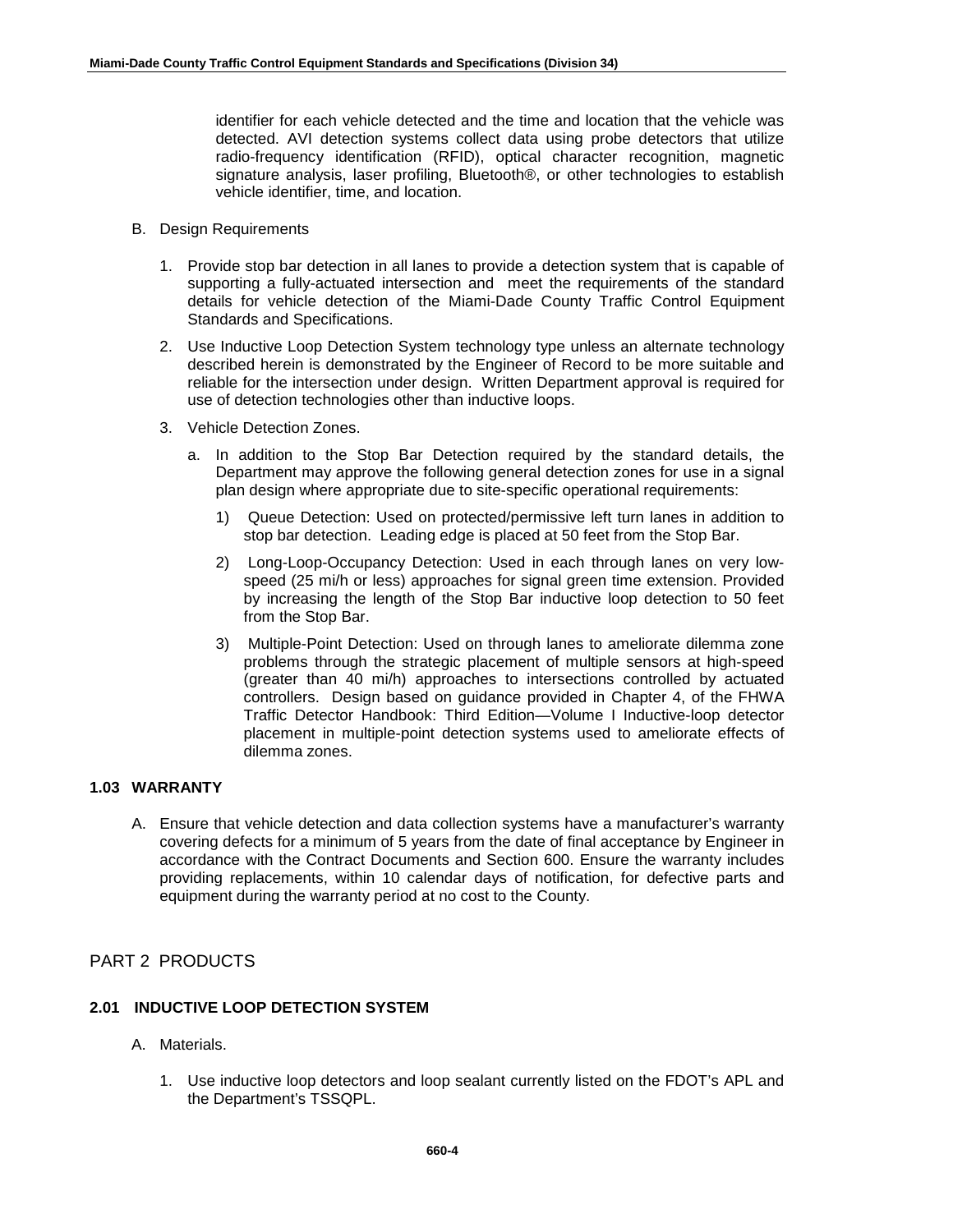identifier for each vehicle detected and the time and location that the vehicle was detected. AVI detection systems collect data using probe detectors that utilize radio-frequency identification (RFID), optical character recognition, magnetic signature analysis, laser profiling, Bluetooth®, or other technologies to establish vehicle identifier, time, and location.

B. Design Requirements

1. Provide stop bar detection in all lanes to provide a detection system that is capable of supporting a fully-actuated intersection and meet the requirements of the standard details for vehicle detection of the Miami-Dade County Traffic Control Equipment Standards and Specifications.

2. Use Inductive Loop Detection System technology type unless an alternate technology described herein is demonstrated by the Engineer of Record to be more suitable and reliable for the intersection under design. Written Department approval is required for use of detection technologies other than inductive loops.

3. Vehicle Detection Zones.

   a. In addition to the Stop Bar Detection required by the standard details, the Department may approve the following general detection zones for use in a signal plan design where appropriate due to site-specific operational requirements:

      1) Queue Detection: Used on protected/permissive left turn lanes in addition to stop bar detection. Leading edge is placed at 50 feet from the Stop Bar.

      2) Long-Loop-Occupancy Detection: Used in each through lanes on very low-speed (25 mi/h or less) approaches for signal green time extension. Provided by increasing the length of the Stop Bar inductive loop detection to 50 feet from the Stop Bar.

      3) Multiple-Point Detection: Used on through lanes to ameliorate dilemma zone problems through the strategic placement of multiple sensors at high-speed (greater than 40 mi/h) approaches to intersections controlled by actuated controllers. Design based on guidance provided in Chapter 4, of the FHWA Traffic Detector Handbook: Third Edition—Volume I Inductive-loop detector placement in multiple-point detection systems used to ameliorate effects of dilemma zones.

### 1.03 WARRANTY

A. Ensure that vehicle detection and data collection systems have a manufacturer's warranty covering defects for a minimum of 5 years from the date of final acceptance by Engineer in accordance with the Contract Documents and Section 600. Ensure the warranty includes providing replacements, within 10 calendar days of notification, for defective parts and equipment during the warranty period at no cost to the County.

## PART 2 PRODUCTS

### 2.01 INDUCTIVE LOOP DETECTION SYSTEM

A. Materials.

1. Use inductive loop detectors and loop sealant currently listed on the FDOT's APL and the Department's TSSQPL.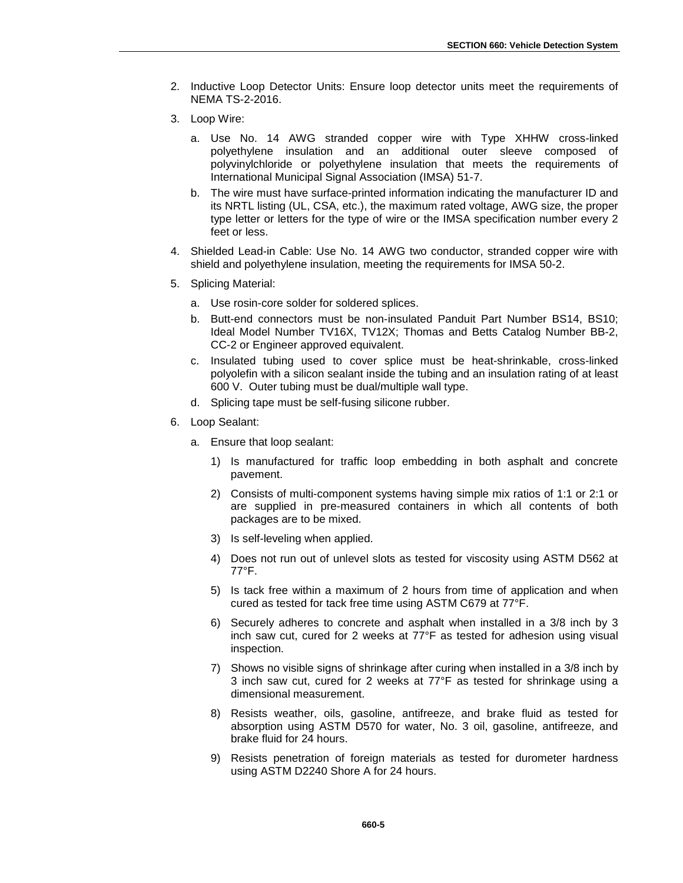2. Inductive Loop Detector Units: Ensure loop detector units meet the requirements of NEMA TS-2-2016.

3. Loop Wire:

   a. Use No. 14 AWG stranded copper wire with Type XHHW cross-linked polyethylene insulation and an additional outer sleeve composed of polyvinylchloride or polyethylene insulation that meets the requirements of International Municipal Signal Association (IMSA) 51-7.

   b. The wire must have surface-printed information indicating the manufacturer ID and its NRTL listing (UL, CSA, etc.), the maximum rated voltage, AWG size, the proper type letter or letters for the type of wire or the IMSA specification number every 2 feet or less.

4. Shielded Lead-in Cable: Use No. 14 AWG two conductor, stranded copper wire with shield and polyethylene insulation, meeting the requirements for IMSA 50-2.

5. Splicing Material:

   a. Use rosin-core solder for soldered splices.

   b. Butt-end connectors must be non-insulated Panduit Part Number BS14, BS10; Ideal Model Number TV16X, TV12X; Thomas and Betts Catalog Number BB-2, CC-2 or Engineer approved equivalent.

   c. Insulated tubing used to cover splice must be heat-shrinkable, cross-linked polyolefin with a silicon sealant inside the tubing and an insulation rating of at least 600 V. Outer tubing must be dual/multiple wall type.

   d. Splicing tape must be self-fusing silicone rubber.

6. Loop Sealant:

   a. Ensure that loop sealant:

      1) Is manufactured for traffic loop embedding in both asphalt and concrete pavement.

      2) Consists of multi-component systems having simple mix ratios of 1:1 or 2:1 or are supplied in pre-measured containers in which all contents of both packages are to be mixed.

      3) Is self-leveling when applied.

      4) Does not run out of unlevel slots as tested for viscosity using ASTM D562 at 77°F.

      5) Is tack free within a maximum of 2 hours from time of application and when cured as tested for tack free time using ASTM C679 at 77°F.

      6) Securely adheres to concrete and asphalt when installed in a 3/8 inch by 3 inch saw cut, cured for 2 weeks at 77°F as tested for adhesion using visual inspection.

      7) Shows no visible signs of shrinkage after curing when installed in a 3/8 inch by 3 inch saw cut, cured for 2 weeks at 77°F as tested for shrinkage using a dimensional measurement.

      8) Resists weather, oils, gasoline, antifreeze, and brake fluid as tested for absorption using ASTM D570 for water, No. 3 oil, gasoline, antifreeze, and brake fluid for 24 hours.

      9) Resists penetration of foreign materials as tested for durometer hardness using ASTM D2240 Shore A for 24 hours.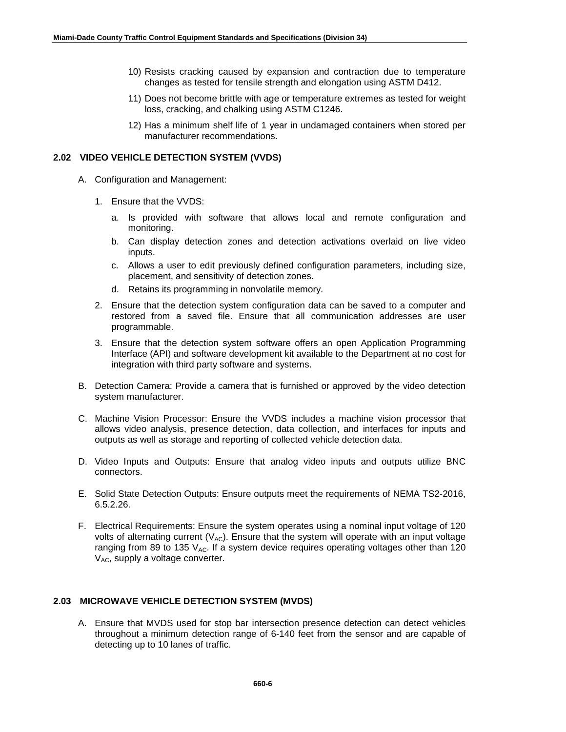10) Resists cracking caused by expansion and contraction due to temperature changes as tested for tensile strength and elongation using ASTM D412.

11) Does not become brittle with age or temperature extremes as tested for weight loss, cracking, and chalking using ASTM C1246.

12) Has a minimum shelf life of 1 year in undamaged containers when stored per manufacturer recommendations.

## 2.02 VIDEO VEHICLE DETECTION SYSTEM (VVDS)

A. Configuration and Management:

1. Ensure that the VVDS:

   a. Is provided with software that allows local and remote configuration and monitoring.

   b. Can display detection zones and detection activations overlaid on live video inputs.

   c. Allows a user to edit previously defined configuration parameters, including size, placement, and sensitivity of detection zones.

   d. Retains its programming in nonvolatile memory.

2. Ensure that the detection system configuration data can be saved to a computer and restored from a saved file. Ensure that all communication addresses are user programmable.

3. Ensure that the detection system software offers an open Application Programming Interface (API) and software development kit available to the Department at no cost for integration with third party software and systems.

B. Detection Camera: Provide a camera that is furnished or approved by the video detection system manufacturer.

C. Machine Vision Processor: Ensure the VVDS includes a machine vision processor that allows video analysis, presence detection, data collection, and interfaces for inputs and outputs as well as storage and reporting of collected vehicle detection data.

D. Video Inputs and Outputs: Ensure that analog video inputs and outputs utilize BNC connectors.

E. Solid State Detection Outputs: Ensure outputs meet the requirements of NEMA TS2-2016, 6.5.2.26.

F. Electrical Requirements: Ensure the system operates using a nominal input voltage of 120 volts of alternating current ($V_{AC}$). Ensure that the system will operate with an input voltage ranging from 89 to 135 $V_{AC}$. If a system device requires operating voltages other than 120 $V_{AC}$, supply a voltage converter.

## 2.03 MICROWAVE VEHICLE DETECTION SYSTEM (MVDS)

A. Ensure that MVDS used for stop bar intersection presence detection can detect vehicles throughout a minimum detection range of 6-140 feet from the sensor and are capable of detecting up to 10 lanes of traffic.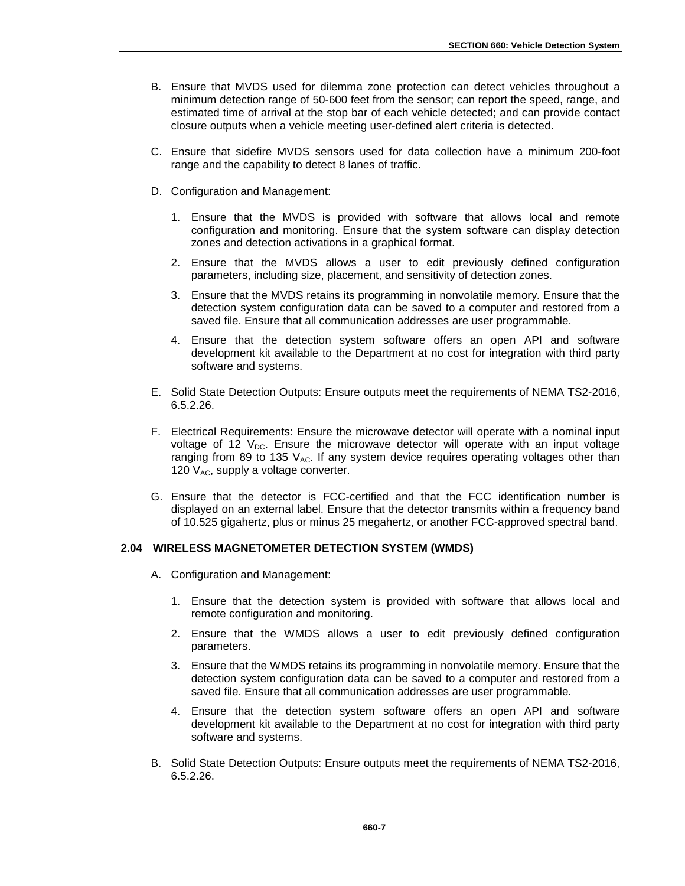B. Ensure that MVDS used for dilemma zone protection can detect vehicles throughout a minimum detection range of 50-600 feet from the sensor; can report the speed, range, and estimated time of arrival at the stop bar of each vehicle detected; and can provide contact closure outputs when a vehicle meeting user-defined alert criteria is detected.

C. Ensure that sidefire MVDS sensors used for data collection have a minimum 200-foot range and the capability to detect 8 lanes of traffic.

D. Configuration and Management:

1. Ensure that the MVDS is provided with software that allows local and remote configuration and monitoring. Ensure that the system software can display detection zones and detection activations in a graphical format.
2. Ensure that the MVDS allows a user to edit previously defined configuration parameters, including size, placement, and sensitivity of detection zones.
3. Ensure that the MVDS retains its programming in nonvolatile memory. Ensure that the detection system configuration data can be saved to a computer and restored from a saved file. Ensure that all communication addresses are user programmable.
4. Ensure that the detection system software offers an open API and software development kit available to the Department at no cost for integration with third party software and systems.

E. Solid State Detection Outputs: Ensure outputs meet the requirements of NEMA TS2-2016, 6.5.2.26.

F. Electrical Requirements: Ensure the microwave detector will operate with a nominal input voltage of 12 $V_{DC}$. Ensure the microwave detector will operate with an input voltage ranging from 89 to 135 $V_{AC}$. If any system device requires operating voltages other than 120 $V_{AC}$, supply a voltage converter.

G. Ensure that the detector is FCC-certified and that the FCC identification number is displayed on an external label. Ensure that the detector transmits within a frequency band of 10.525 gigahertz, plus or minus 25 megahertz, or another FCC-approved spectral band.

### 2.04 WIRELESS MAGNETOMETER DETECTION SYSTEM (WMDS)

A. Configuration and Management:

1. Ensure that the detection system is provided with software that allows local and remote configuration and monitoring.
2. Ensure that the WMDS allows a user to edit previously defined configuration parameters.
3. Ensure that the WMDS retains its programming in nonvolatile memory. Ensure that the detection system configuration data can be saved to a computer and restored from a saved file. Ensure that all communication addresses are user programmable.
4. Ensure that the detection system software offers an open API and software development kit available to the Department at no cost for integration with third party software and systems.

B. Solid State Detection Outputs: Ensure outputs meet the requirements of NEMA TS2-2016, 6.5.2.26.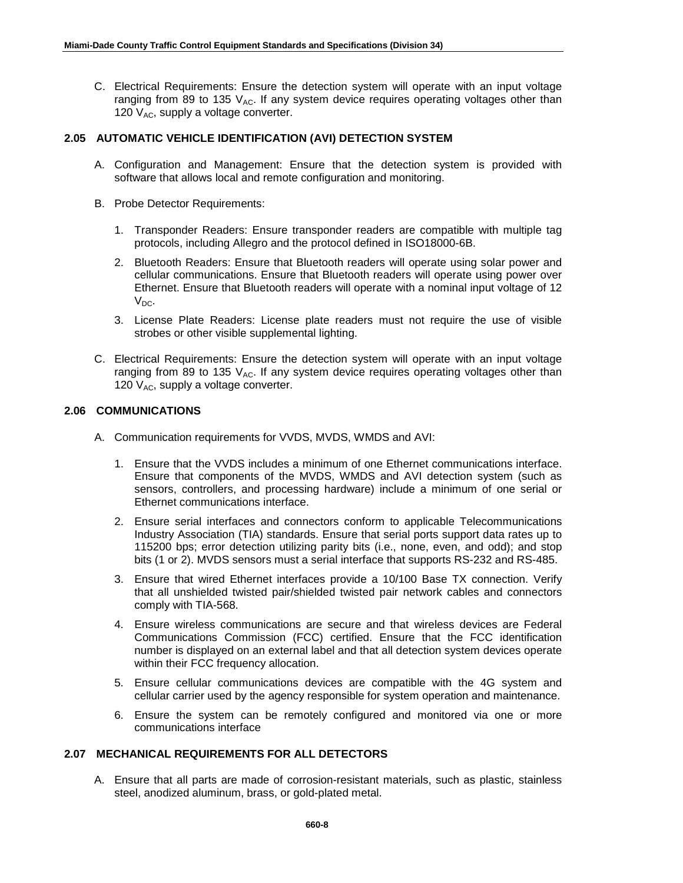C. Electrical Requirements: Ensure the detection system will operate with an input voltage ranging from 89 to 135 $V_{AC}$. If any system device requires operating voltages other than 120 $V_{AC}$, supply a voltage converter.

## 2.05 AUTOMATIC VEHICLE IDENTIFICATION (AVI) DETECTION SYSTEM

A. Configuration and Management: Ensure that the detection system is provided with software that allows local and remote configuration and monitoring.

B. Probe Detector Requirements:

1. Transponder Readers: Ensure transponder readers are compatible with multiple tag protocols, including Allegro and the protocol defined in ISO18000-6B.

2. Bluetooth Readers: Ensure that Bluetooth readers will operate using solar power and cellular communications. Ensure that Bluetooth readers will operate using power over Ethernet. Ensure that Bluetooth readers will operate with a nominal input voltage of 12 $V_{DC}$.

3. License Plate Readers: License plate readers must not require the use of visible strobes or other visible supplemental lighting.

C. Electrical Requirements: Ensure the detection system will operate with an input voltage ranging from 89 to 135 $V_{AC}$. If any system device requires operating voltages other than 120 $V_{AC}$, supply a voltage converter.

## 2.06 COMMUNICATIONS

A. Communication requirements for VVDS, MVDS, WMDS and AVI:

1. Ensure that the VVDS includes a minimum of one Ethernet communications interface. Ensure that components of the MVDS, WMDS and AVI detection system (such as sensors, controllers, and processing hardware) include a minimum of one serial or Ethernet communications interface.

2. Ensure serial interfaces and connectors conform to applicable Telecommunications Industry Association (TIA) standards. Ensure that serial ports support data rates up to 115200 bps; error detection utilizing parity bits (i.e., none, even, and odd); and stop bits (1 or 2). MVDS sensors must a serial interface that supports RS-232 and RS-485.

3. Ensure that wired Ethernet interfaces provide a 10/100 Base TX connection. Verify that all unshielded twisted pair/shielded twisted pair network cables and connectors comply with TIA-568.

4. Ensure wireless communications are secure and that wireless devices are Federal Communications Commission (FCC) certified. Ensure that the FCC identification number is displayed on an external label and that all detection system devices operate within their FCC frequency allocation.

5. Ensure cellular communications devices are compatible with the 4G system and cellular carrier used by the agency responsible for system operation and maintenance.

6. Ensure the system can be remotely configured and monitored via one or more communications interface

## 2.07 MECHANICAL REQUIREMENTS FOR ALL DETECTORS

A. Ensure that all parts are made of corrosion-resistant materials, such as plastic, stainless steel, anodized aluminum, brass, or gold-plated metal.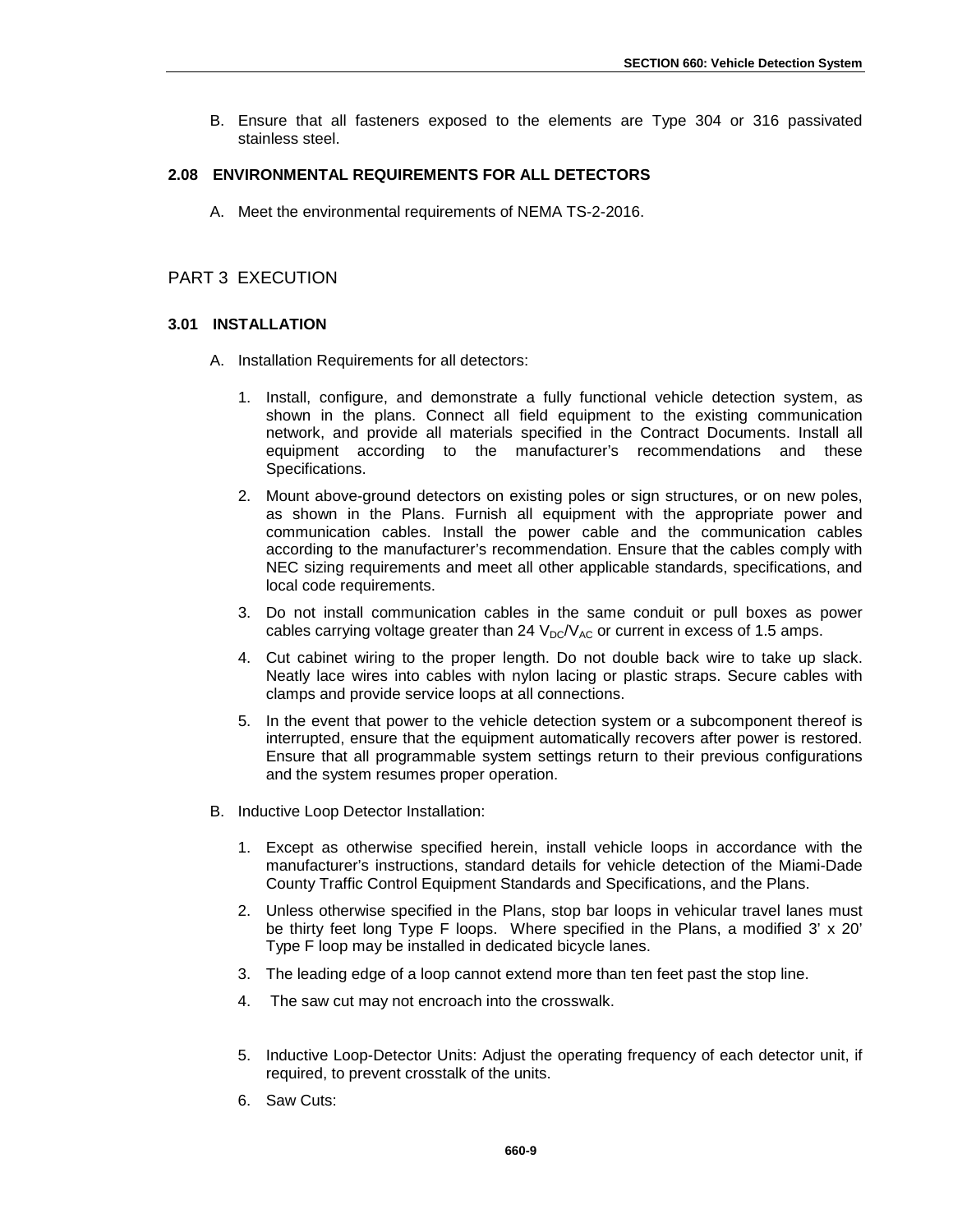B. Ensure that all fasteners exposed to the elements are Type 304 or 316 passivated stainless steel.

### 2.08 ENVIRONMENTAL REQUIREMENTS FOR ALL DETECTORS

A. Meet the environmental requirements of NEMA TS-2-2016.

## PART 3 EXECUTION

### 3.01 INSTALLATION

A. Installation Requirements for all detectors:

1. Install, configure, and demonstrate a fully functional vehicle detection system, as shown in the plans. Connect all field equipment to the existing communication network, and provide all materials specified in the Contract Documents. Install all equipment according to the manufacturer's recommendations and these Specifications.

2. Mount above-ground detectors on existing poles or sign structures, or on new poles, as shown in the Plans. Furnish all equipment with the appropriate power and communication cables. Install the power cable and the communication cables according to the manufacturer's recommendation. Ensure that the cables comply with NEC sizing requirements and meet all other applicable standards, specifications, and local code requirements.

3. Do not install communication cables in the same conduit or pull boxes as power cables carrying voltage greater than 24 $V_{DC}/V_{AC}$ or current in excess of 1.5 amps.

4. Cut cabinet wiring to the proper length. Do not double back wire to take up slack. Neatly lace wires into cables with nylon lacing or plastic straps. Secure cables with clamps and provide service loops at all connections.

5. In the event that power to the vehicle detection system or a subcomponent thereof is interrupted, ensure that the equipment automatically recovers after power is restored. Ensure that all programmable system settings return to their previous configurations and the system resumes proper operation.

B. Inductive Loop Detector Installation:

1. Except as otherwise specified herein, install vehicle loops in accordance with the manufacturer's instructions, standard details for vehicle detection of the Miami-Dade County Traffic Control Equipment Standards and Specifications, and the Plans.

2. Unless otherwise specified in the Plans, stop bar loops in vehicular travel lanes must be thirty feet long Type F loops. Where specified in the Plans, a modified 3' x 20' Type F loop may be installed in dedicated bicycle lanes.

3. The leading edge of a loop cannot extend more than ten feet past the stop line.

4. The saw cut may not encroach into the crosswalk.

5. Inductive Loop-Detector Units: Adjust the operating frequency of each detector unit, if required, to prevent crosstalk of the units.

6. Saw Cuts: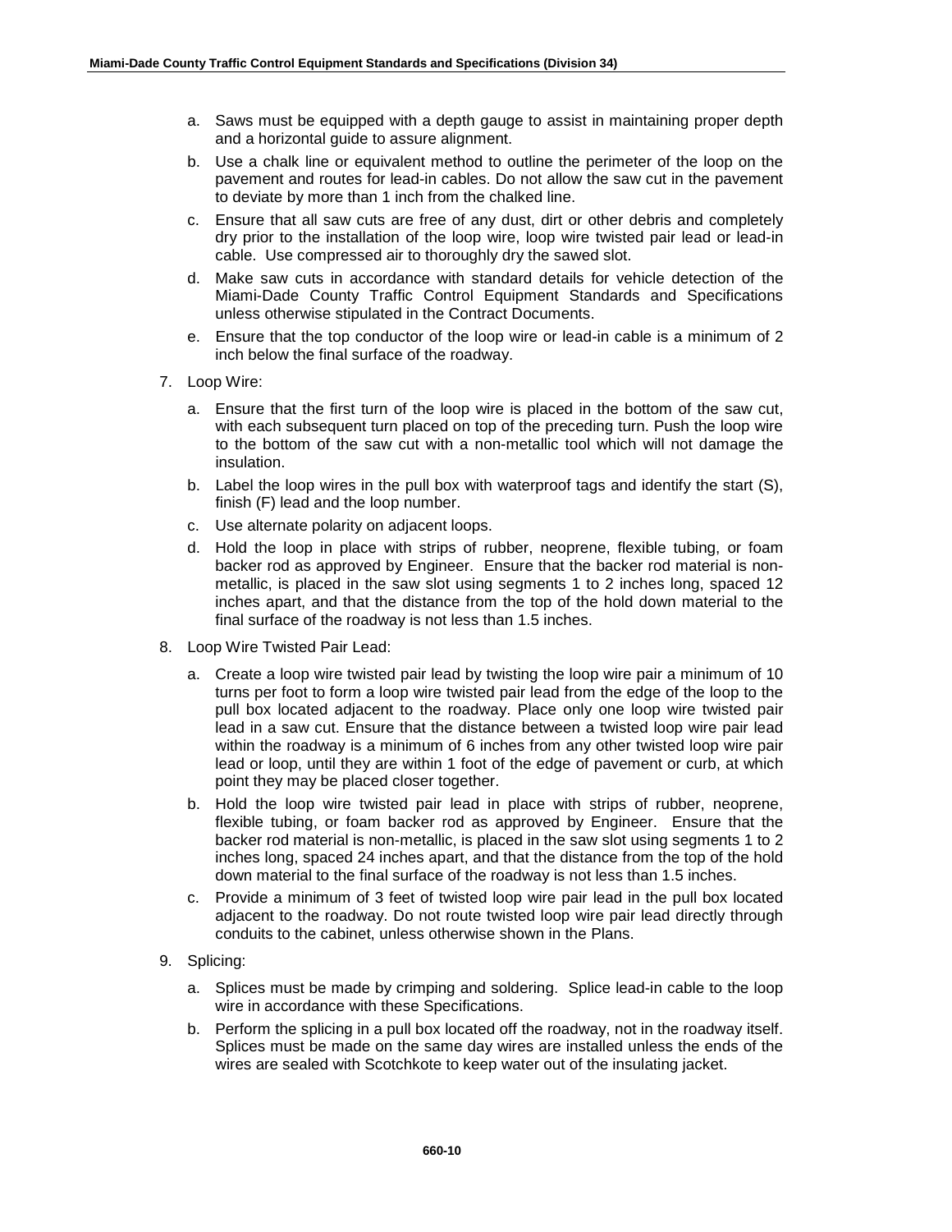a. Saws must be equipped with a depth gauge to assist in maintaining proper depth and a horizontal guide to assure alignment.

b. Use a chalk line or equivalent method to outline the perimeter of the loop on the pavement and routes for lead-in cables. Do not allow the saw cut in the pavement to deviate by more than 1 inch from the chalked line.

c. Ensure that all saw cuts are free of any dust, dirt or other debris and completely dry prior to the installation of the loop wire, loop wire twisted pair lead or lead-in cable. Use compressed air to thoroughly dry the sawed slot.

d. Make saw cuts in accordance with standard details for vehicle detection of the Miami-Dade County Traffic Control Equipment Standards and Specifications unless otherwise stipulated in the Contract Documents.

e. Ensure that the top conductor of the loop wire or lead-in cable is a minimum of 2 inch below the final surface of the roadway.

7. Loop Wire:

   a. Ensure that the first turn of the loop wire is placed in the bottom of the saw cut, with each subsequent turn placed on top of the preceding turn. Push the loop wire to the bottom of the saw cut with a non-metallic tool which will not damage the insulation.

   b. Label the loop wires in the pull box with waterproof tags and identify the start (S), finish (F) lead and the loop number.

   c. Use alternate polarity on adjacent loops.

   d. Hold the loop in place with strips of rubber, neoprene, flexible tubing, or foam backer rod as approved by Engineer. Ensure that the backer rod material is non-metallic, is placed in the saw slot using segments 1 to 2 inches long, spaced 12 inches apart, and that the distance from the top of the hold down material to the final surface of the roadway is not less than 1.5 inches.

8. Loop Wire Twisted Pair Lead:

   a. Create a loop wire twisted pair lead by twisting the loop wire pair a minimum of 10 turns per foot to form a loop wire twisted pair lead from the edge of the loop to the pull box located adjacent to the roadway. Place only one loop wire twisted pair lead in a saw cut. Ensure that the distance between a twisted loop wire pair lead within the roadway is a minimum of 6 inches from any other twisted loop wire pair lead or loop, until they are within 1 foot of the edge of pavement or curb, at which point they may be placed closer together.

   b. Hold the loop wire twisted pair lead in place with strips of rubber, neoprene, flexible tubing, or foam backer rod as approved by Engineer. Ensure that the backer rod material is non-metallic, is placed in the saw slot using segments 1 to 2 inches long, spaced 24 inches apart, and that the distance from the top of the hold down material to the final surface of the roadway is not less than 1.5 inches.

   c. Provide a minimum of 3 feet of twisted loop wire pair lead in the pull box located adjacent to the roadway. Do not route twisted loop wire pair lead directly through conduits to the cabinet, unless otherwise shown in the Plans.

9. Splicing:

   a. Splices must be made by crimping and soldering. Splice lead-in cable to the loop wire in accordance with these Specifications.

   b. Perform the splicing in a pull box located off the roadway, not in the roadway itself. Splices must be made on the same day wires are installed unless the ends of the wires are sealed with Scotchkote to keep water out of the insulating jacket.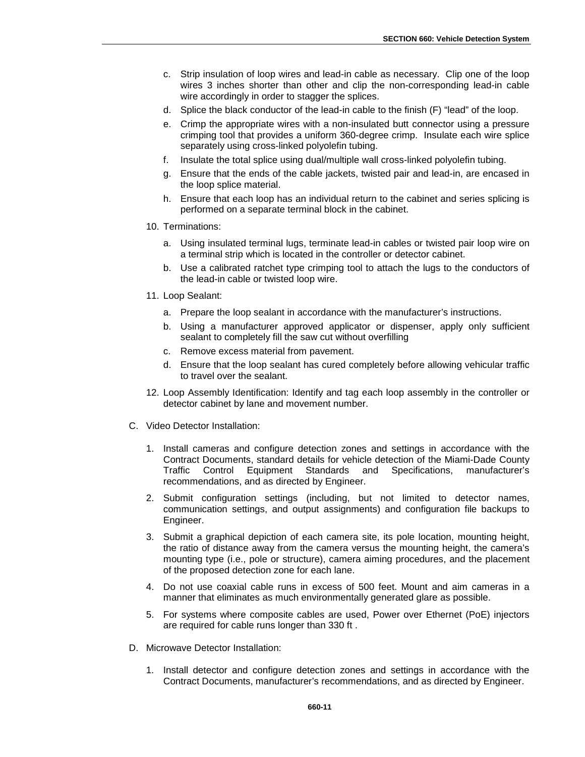c. Strip insulation of loop wires and lead-in cable as necessary. Clip one of the loop wires 3 inches shorter than other and clip the non-corresponding lead-in cable wire accordingly in order to stagger the splices.

d. Splice the black conductor of the lead-in cable to the finish (F) "lead" of the loop.

e. Crimp the appropriate wires with a non-insulated butt connector using a pressure crimping tool that provides a uniform 360-degree crimp. Insulate each wire splice separately using cross-linked polyolefin tubing.

f. Insulate the total splice using dual/multiple wall cross-linked polyolefin tubing.

g. Ensure that the ends of the cable jackets, twisted pair and lead-in, are encased in the loop splice material.

h. Ensure that each loop has an individual return to the cabinet and series splicing is performed on a separate terminal block in the cabinet.

10. Terminations:

    a. Using insulated terminal lugs, terminate lead-in cables or twisted pair loop wire on a terminal strip which is located in the controller or detector cabinet.

    b. Use a calibrated ratchet type crimping tool to attach the lugs to the conductors of the lead-in cable or twisted loop wire.

11. Loop Sealant:

    a. Prepare the loop sealant in accordance with the manufacturer's instructions.

    b. Using a manufacturer approved applicator or dispenser, apply only sufficient sealant to completely fill the saw cut without overfilling

    c. Remove excess material from pavement.

    d. Ensure that the loop sealant has cured completely before allowing vehicular traffic to travel over the sealant.

12. Loop Assembly Identification: Identify and tag each loop assembly in the controller or detector cabinet by lane and movement number.

C. Video Detector Installation:

1. Install cameras and configure detection zones and settings in accordance with the Contract Documents, standard details for vehicle detection of the Miami-Dade County Traffic Control Equipment Standards and Specifications, manufacturer's recommendations, and as directed by Engineer.

2. Submit configuration settings (including, but not limited to detector names, communication settings, and output assignments) and configuration file backups to Engineer.

3. Submit a graphical depiction of each camera site, its pole location, mounting height, the ratio of distance away from the camera versus the mounting height, the camera's mounting type (i.e., pole or structure), camera aiming procedures, and the placement of the proposed detection zone for each lane.

4. Do not use coaxial cable runs in excess of 500 feet. Mount and aim cameras in a manner that eliminates as much environmentally generated glare as possible.

5. For systems where composite cables are used, Power over Ethernet (PoE) injectors are required for cable runs longer than 330 ft .

D. Microwave Detector Installation:

1. Install detector and configure detection zones and settings in accordance with the Contract Documents, manufacturer's recommendations, and as directed by Engineer.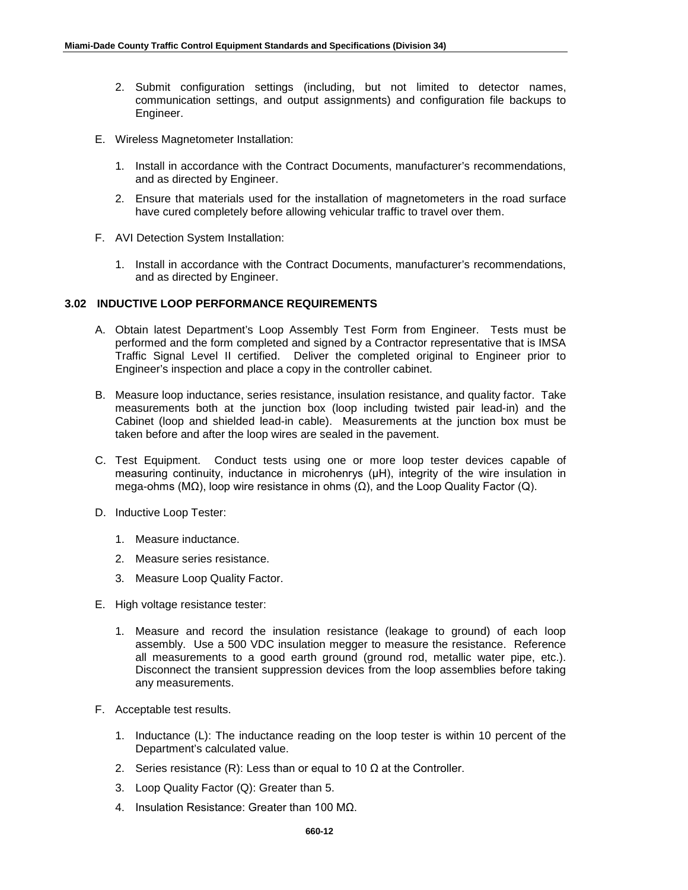2. Submit configuration settings (including, but not limited to detector names, communication settings, and output assignments) and configuration file backups to Engineer.

E. Wireless Magnetometer Installation:

1. Install in accordance with the Contract Documents, manufacturer's recommendations, and as directed by Engineer.
2. Ensure that materials used for the installation of magnetometers in the road surface have cured completely before allowing vehicular traffic to travel over them.

F. AVI Detection System Installation:

1. Install in accordance with the Contract Documents, manufacturer's recommendations, and as directed by Engineer.

### 3.02 INDUCTIVE LOOP PERFORMANCE REQUIREMENTS

A. Obtain latest Department's Loop Assembly Test Form from Engineer. Tests must be performed and the form completed and signed by a Contractor representative that is IMSA Traffic Signal Level II certified. Deliver the completed original to Engineer prior to Engineer's inspection and place a copy in the controller cabinet.

B. Measure loop inductance, series resistance, insulation resistance, and quality factor. Take measurements both at the junction box (loop including twisted pair lead-in) and the Cabinet (loop and shielded lead-in cable). Measurements at the junction box must be taken before and after the loop wires are sealed in the pavement.

C. Test Equipment. Conduct tests using one or more loop tester devices capable of measuring continuity, inductance in microhenrys (μH), integrity of the wire insulation in mega-ohms (MΩ), loop wire resistance in ohms (Ω), and the Loop Quality Factor (Q).

D. Inductive Loop Tester:

1. Measure inductance.
2. Measure series resistance.
3. Measure Loop Quality Factor.

E. High voltage resistance tester:

1. Measure and record the insulation resistance (leakage to ground) of each loop assembly. Use a 500 VDC insulation megger to measure the resistance. Reference all measurements to a good earth ground (ground rod, metallic water pipe, etc.). Disconnect the transient suppression devices from the loop assemblies before taking any measurements.

F. Acceptable test results.

1. Inductance (L): The inductance reading on the loop tester is within 10 percent of the Department's calculated value.
2. Series resistance (R): Less than or equal to 10 Ω at the Controller.
3. Loop Quality Factor (Q): Greater than 5.
4. Insulation Resistance: Greater than 100 MΩ.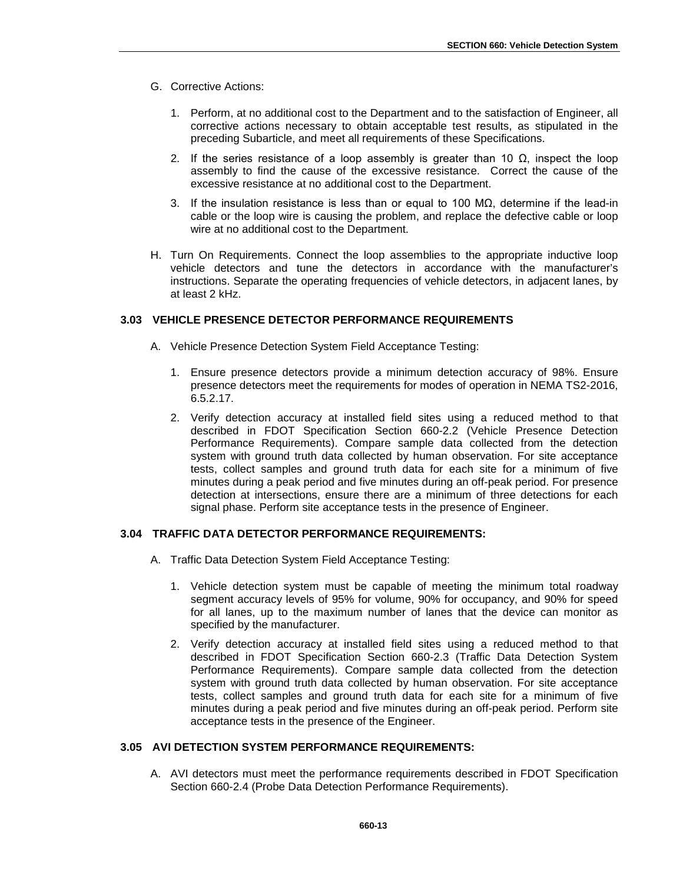G. Corrective Actions:

1. Perform, at no additional cost to the Department and to the satisfaction of Engineer, all corrective actions necessary to obtain acceptable test results, as stipulated in the preceding Subarticle, and meet all requirements of these Specifications.

2. If the series resistance of a loop assembly is greater than 10 Ω, inspect the loop assembly to find the cause of the excessive resistance. Correct the cause of the excessive resistance at no additional cost to the Department.

3. If the insulation resistance is less than or equal to 100 MΩ, determine if the lead-in cable or the loop wire is causing the problem, and replace the defective cable or loop wire at no additional cost to the Department.

H. Turn On Requirements. Connect the loop assemblies to the appropriate inductive loop vehicle detectors and tune the detectors in accordance with the manufacturer's instructions. Separate the operating frequencies of vehicle detectors, in adjacent lanes, by at least 2 kHz.

### 3.03 VEHICLE PRESENCE DETECTOR PERFORMANCE REQUIREMENTS

A. Vehicle Presence Detection System Field Acceptance Testing:

1. Ensure presence detectors provide a minimum detection accuracy of 98%. Ensure presence detectors meet the requirements for modes of operation in NEMA TS2-2016, 6.5.2.17.

2. Verify detection accuracy at installed field sites using a reduced method to that described in FDOT Specification Section 660-2.2 (Vehicle Presence Detection Performance Requirements). Compare sample data collected from the detection system with ground truth data collected by human observation. For site acceptance tests, collect samples and ground truth data for each site for a minimum of five minutes during a peak period and five minutes during an off-peak period. For presence detection at intersections, ensure there are a minimum of three detections for each signal phase. Perform site acceptance tests in the presence of Engineer.

### 3.04 TRAFFIC DATA DETECTOR PERFORMANCE REQUIREMENTS:

A. Traffic Data Detection System Field Acceptance Testing:

1. Vehicle detection system must be capable of meeting the minimum total roadway segment accuracy levels of 95% for volume, 90% for occupancy, and 90% for speed for all lanes, up to the maximum number of lanes that the device can monitor as specified by the manufacturer.

2. Verify detection accuracy at installed field sites using a reduced method to that described in FDOT Specification Section 660-2.3 (Traffic Data Detection System Performance Requirements). Compare sample data collected from the detection system with ground truth data collected by human observation. For site acceptance tests, collect samples and ground truth data for each site for a minimum of five minutes during a peak period and five minutes during an off-peak period. Perform site acceptance tests in the presence of the Engineer.

### 3.05 AVI DETECTION SYSTEM PERFORMANCE REQUIREMENTS:

A. AVI detectors must meet the performance requirements described in FDOT Specification Section 660-2.4 (Probe Data Detection Performance Requirements).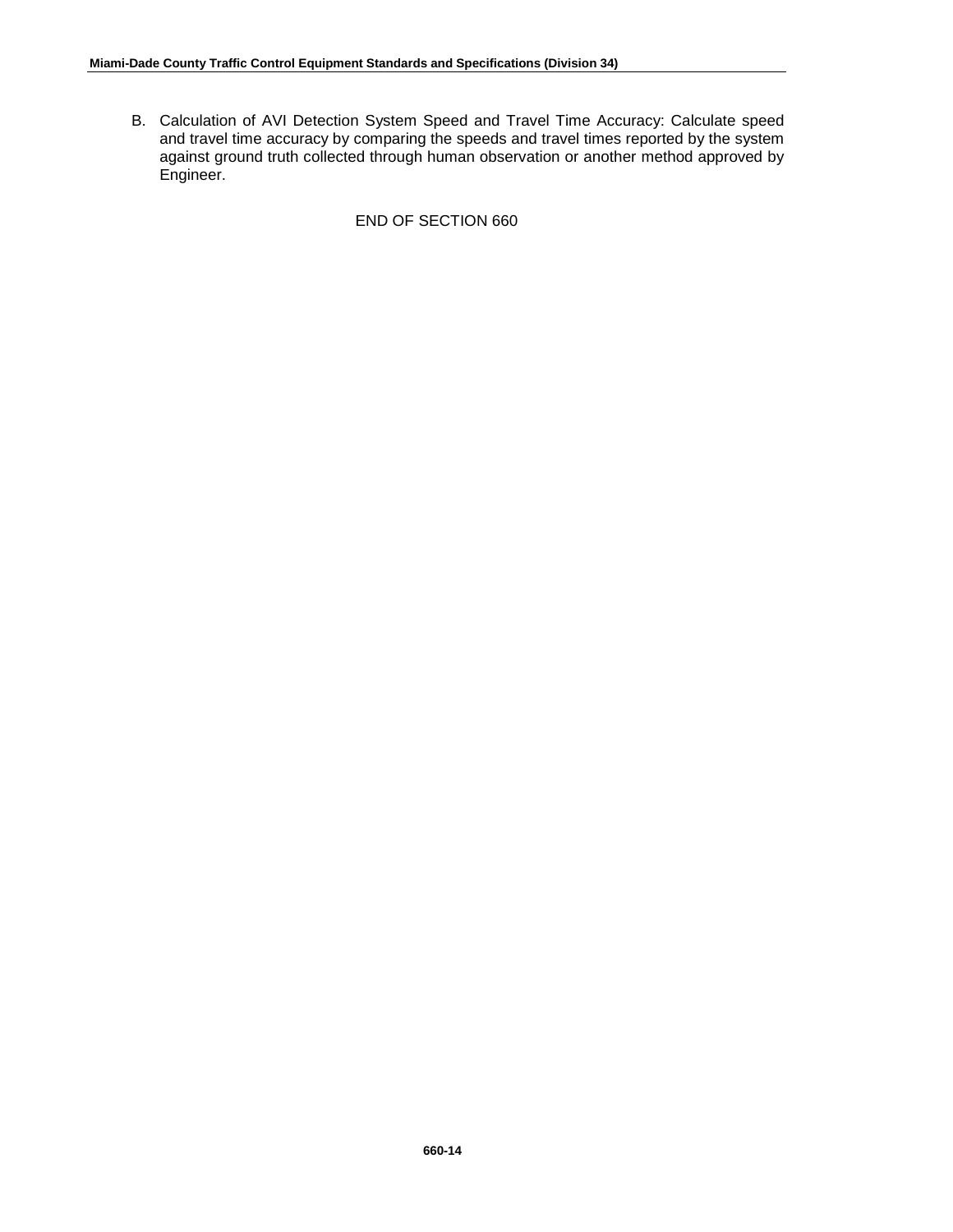B. Calculation of AVI Detection System Speed and Travel Time Accuracy: Calculate speed and travel time accuracy by comparing the speeds and travel times reported by the system against ground truth collected through human observation or another method approved by Engineer.

END OF SECTION 660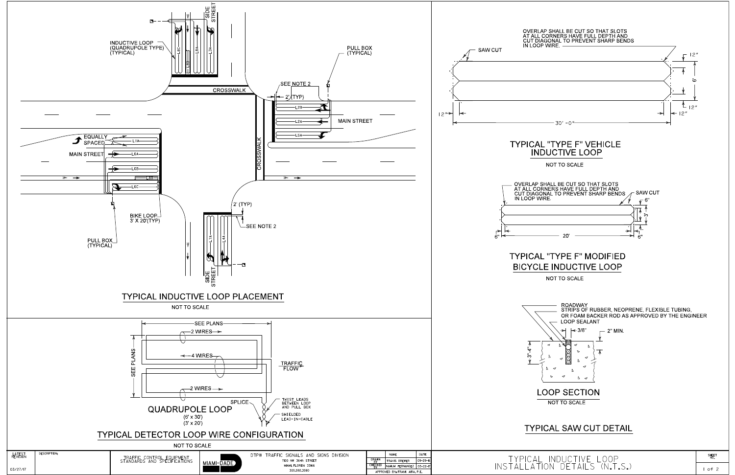## TYPICAL INDUCTIVE LOOP PLACEMENT

NOT TO SCALE

SIDE STREET

INDUCTIVE LOOP (QUADRUPOLE TYPE) (TYPICAL)

L8C L8B L8A L3A

PULL BOX (TYPICAL)

CROSSWALK

SEE NOTE 2

2' (TYP)

L2B L2A L5A

MAIN STREET

EQUALLY SPACED

L1A L6A L6B B6 L6C

MAIN STREET

CROSSWALK

2' (TYP)

SEE NOTE 2

BIKE LOOP 3' X 20'(TYP)

PULL BOX (TYPICAL)

L7A L4A

SIDE STREET

## TYPICAL DETECTOR LOOP WIRE CONFIGURATION

NOT TO SCALE

SEE PLANS

SEE PLANS

2 WIRES

4 WIRES

2 WIRES

TRAFFIC FLOW

SPLICE

TWIST LEADS BETWEEN LOOP AND PULL BOX

SHIELDED LEAD-IN-CABLE

QUADRUPOLE LOOP
(6' x 30')
(3' x 20')

## TYPICAL "TYPE F" VEHICLE INDUCTIVE LOOP

NOT TO SCALE

OVERLAP SHALL BE CUT SO THAT SLOTS AT ALL CORNERS HAVE FULL DEPTH AND CUT DIAGONAL TO PREVENT SHARP BENDS IN LOOP WIRE.

SAW CUT

12"

6'

12"

12"

12"

30'-0"

## TYPICAL "TYPE F" MODIFIED BICYCLE INDUCTIVE LOOP

NOT TO SCALE

OVERLAP SHALL BE CUT SO THAT SLOTS AT ALL CORNERS HAVE FULL DEPTH AND CUT DIAGONAL TO PREVENT SHARP BENDS IN LOOP WIRE.

SAW CUT

6"

3'

6"

20'

6"

## LOOP SECTION

NOT TO SCALE

ROADWAY

STRIPS OF RUBBER, NEOPRENE, FLEXIBLE TUBING, OR FOAM BACKER ROD AS APPROVED BY THE ENGINEER

LOOP SEALANT

3/8"

2" MIN.

3"-4"

## TYPICAL SAW CUT DETAIL

| LATEST REVISION | DESCRIPTION: | TRAFFIC CONTROL EQUIPMENT STANDARDS AND SPECIFICATIONS | MIAMI-DADE | DTPW TRAFFIC SIGNALS AND SIGNS DIVISION 7100 NW 36th STREET MIAMI, FLORIDA 33166 305.592.3580 |
|---|---|---|---|---|
| 03/27/17 | | | | |

| | NAME | DATE |
|---|---|---|
| DRAWN BY | TRAVIS BREWER | 09-29-16 |
| CHECKED BY | NAHUM FERNANDEZ | 03-22-17 |
| APPROVED BY: FRANK AIRA, P.E. | | |

TYPICAL INDUCTIVE LOOP INSTALLATION DETAILS (N.T.S.)

SHEET NO. 1 of 2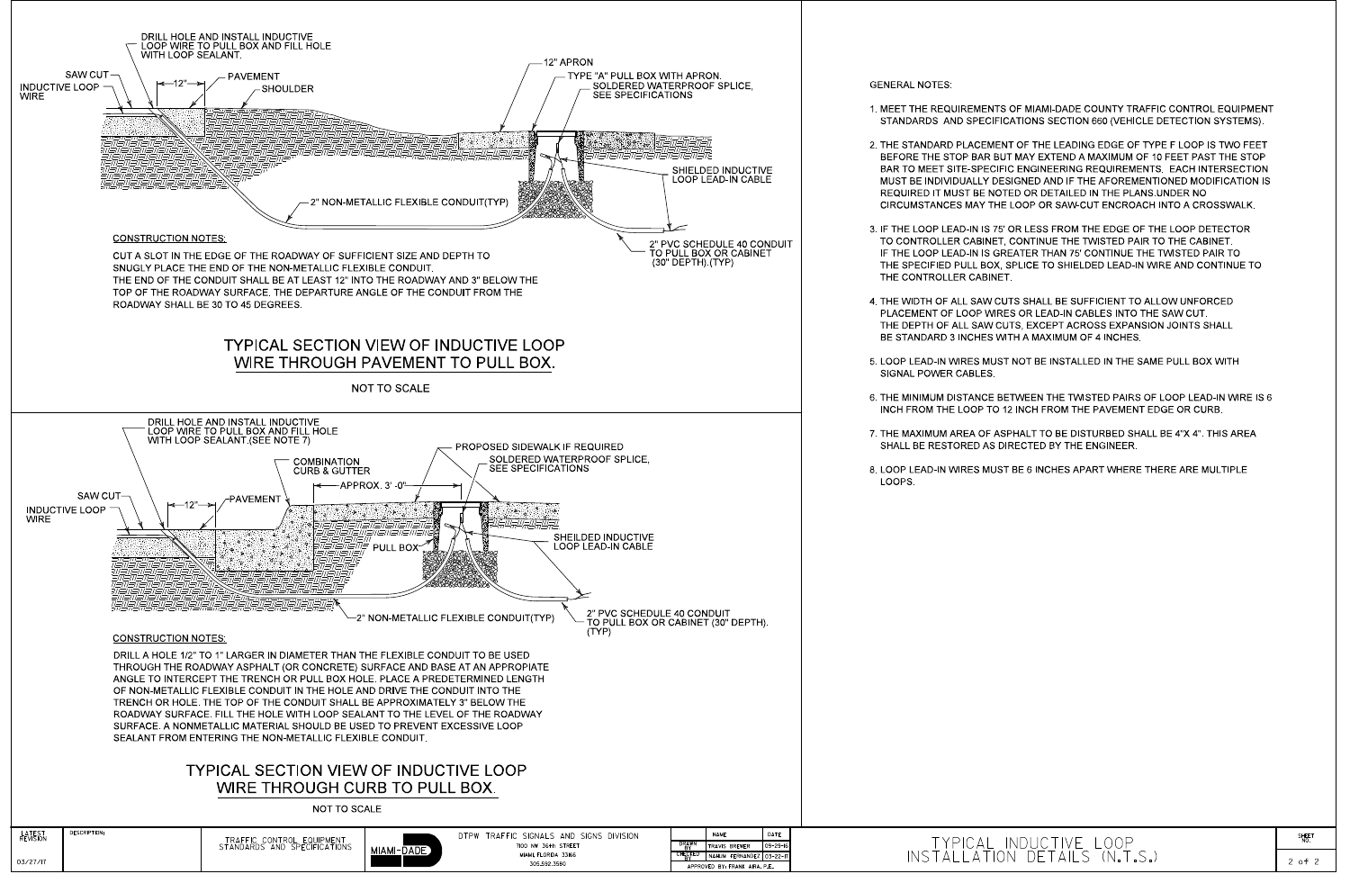DRILL HOLE AND INSTALL INDUCTIVE LOOP WIRE TO PULL BOX AND FILL HOLE WITH LOOP SEALANT.

SAW CUT

INDUCTIVE LOOP WIRE

12"

PAVEMENT

SHOULDER

12" APRON

TYPE "A" PULL BOX WITH APRON.

SOLDERED WATERPROOF SPLICE, SEE SPECIFICATIONS

SHIELDED INDUCTIVE LOOP LEAD-IN CABLE

2" NON-METALLIC FLEXIBLE CONDUIT(TYP)

2" PVC SCHEDULE 40 CONDUIT TO PULL BOX OR CABINET (30" DEPTH).(TYP)

CONSTRUCTION NOTES:

CUT A SLOT IN THE EDGE OF THE ROADWAY OF SUFFICIENT SIZE AND DEPTH TO SNUGLY PLACE THE END OF THE NON-METALLIC FLEXIBLE CONDUIT.
THE END OF THE CONDUIT SHALL BE AT LEAST 12" INTO THE ROADWAY AND 3" BELOW THE TOP OF THE ROADWAY SURFACE. THE DEPARTURE ANGLE OF THE CONDUIT FROM THE ROADWAY SHALL BE 30 TO 45 DEGREES.

## TYPICAL SECTION VIEW OF INDUCTIVE LOOP WIRE THROUGH PAVEMENT TO PULL BOX.

NOT TO SCALE

DRILL HOLE AND INSTALL INDUCTIVE LOOP WIRE TO PULL BOX AND FILL HOLE WITH LOOP SEALANT.(SEE NOTE 7)

SAW CUT

INDUCTIVE LOOP WIRE

12"

PAVEMENT

COMBINATION CURB & GUTTER

APPROX. 3' -0"

PROPOSED SIDEWALK IF REQUIRED

SOLDERED WATERPROOF SPLICE, SEE SPECIFICATIONS

PULL BOX

SHEILDED INDUCTIVE LOOP LEAD-IN CABLE

2" NON-METALLIC FLEXIBLE CONDUIT(TYP)

2" PVC SCHEDULE 40 CONDUIT TO PULL BOX OR CABINET (30" DEPTH). (TYP)

CONSTRUCTION NOTES:

DRILL A HOLE 1/2" TO 1" LARGER IN DIAMETER THAN THE FLEXIBLE CONDUIT TO BE USED THROUGH THE ROADWAY ASPHALT (OR CONCRETE) SURFACE AND BASE AT AN APPROPIATE ANGLE TO INTERCEPT THE TRENCH OR PULL BOX HOLE. PLACE A PREDETERMINED LENGTH OF NON-METALLIC FLEXIBLE CONDUIT IN THE HOLE AND DRIVE THE CONDUIT INTO THE TRENCH OR HOLE. THE TOP OF THE CONDUIT SHALL BE APPROXIMATELY 3" BELOW THE ROADWAY SURFACE. FILL THE HOLE WITH LOOP SEALANT TO THE LEVEL OF THE ROADWAY SURFACE. A NONMETALLIC MATERIAL SHOULD BE USED TO PREVENT EXCESSIVE LOOP SEALANT FROM ENTERING THE NON-METALLIC FLEXIBLE CONDUIT.

## TYPICAL SECTION VIEW OF INDUCTIVE LOOP WIRE THROUGH CURB TO PULL BOX.

NOT TO SCALE

GENERAL NOTES:

1. MEET THE REQUIREMENTS OF MIAMI-DADE COUNTY TRAFFIC CONTROL EQUIPMENT STANDARDS AND SPECIFICATIONS SECTION 660 (VEHICLE DETECTION SYSTEMS).
2. THE STANDARD PLACEMENT OF THE LEADING EDGE OF TYPE F LOOP IS TWO FEET BEFORE THE STOP BAR BUT MAY EXTEND A MAXIMUM OF 10 FEET PAST THE STOP BAR TO MEET SITE-SPECIFIC ENGINEERING REQUIREMENTS. EACH INTERSECTION MUST BE INDIVIDUALLY DESIGNED AND IF THE AFOREMENTIONED MODIFICATION IS REQUIRED IT MUST BE NOTED OR DETAILED IN THE PLANS.UNDER NO CIRCUMSTANCES MAY THE LOOP OR SAW-CUT ENCROACH INTO A CROSSWALK.
3. IF THE LOOP LEAD-IN IS 75' OR LESS FROM THE EDGE OF THE LOOP DETECTOR TO CONTROLLER CABINET, CONTINUE THE TWISTED PAIR TO THE CABINET. IF THE LOOP LEAD-IN IS GREATER THAN 75' CONTINUE THE TWISTED PAIR TO THE SPECIFIED PULL BOX, SPLICE TO SHIELDED LEAD-IN WIRE AND CONTINUE TO THE CONTROLLER CABINET.
4. THE WIDTH OF ALL SAW CUTS SHALL BE SUFFICIENT TO ALLOW UNFORCED PLACEMENT OF LOOP WIRES OR LEAD-IN CABLES INTO THE SAW CUT. THE DEPTH OF ALL SAW CUTS, EXCEPT ACROSS EXPANSION JOINTS SHALL BE STANDARD 3 INCHES WITH A MAXIMUM OF 4 INCHES.
5. LOOP LEAD-IN WIRES MUST NOT BE INSTALLED IN THE SAME PULL BOX WITH SIGNAL POWER CABLES.
6. THE MINIMUM DISTANCE BETWEEN THE TWISTED PAIRS OF LOOP LEAD-IN WIRE IS 6 INCH FROM THE LOOP TO 12 INCH FROM THE PAVEMENT EDGE OR CURB.
7. THE MAXIMUM AREA OF ASPHALT TO BE DISTURBED SHALL BE 4"X 4". THIS AREA SHALL BE RESTORED AS DIRECTED BY THE ENGINEER.
8. LOOP LEAD-IN WIRES MUST BE 6 INCHES APART WHERE THERE ARE MULTIPLE LOOPS.

| LATEST REVISION | DESCRIPTION: |
|---|---|
| 03/27/17 | |

TRAFFIC CONTROL EQUIPMENT STANDARDS AND SPECIFICATIONS

MIAMI-DADE

DTPW TRAFFIC SIGNALS AND SIGNS DIVISION
7100 NW 36th STREET
MIAMI,FLORIDA 33166
305.592.3580

| | NAME | DATE |
|---|---|---|
| DRAWN BY | TRAVIS BREWER | 09-29-16 |
| CHECKED BY | NAHUM FERNANDEZ | 03-22-17 |
| APPROVED BY: FRANK AIRA, P.E. | | |

# TYPICAL INDUCTIVE LOOP INSTALLATION DETAILS (N.T.S.)

SHEET NO. 2 of 2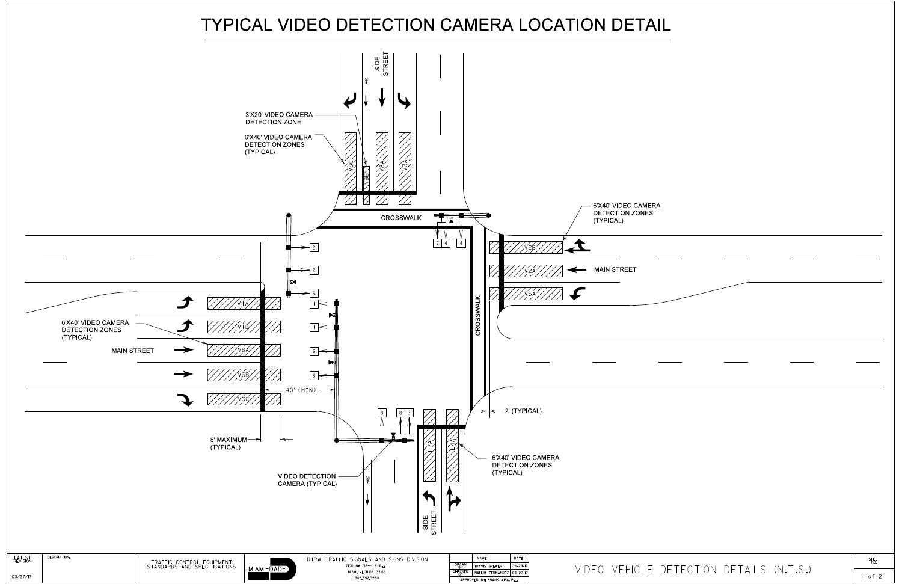# TYPICAL VIDEO DETECTION CAMERA LOCATION DETAIL

SIDE STREET

3'X20' VIDEO CAMERA DETECTION ZONE

6'X40' VIDEO CAMERA DETECTION ZONES (TYPICAL)

V8C V8B V8A V3A

CROSSWALK

7 4 4

6'X40' VIDEO CAMERA DETECTION ZONES (TYPICAL)

V2B V2A V5A

MAIN STREET

2 2 5

1 1 6 6

V1A V1B V6A V6B V6C

6'X40' VIDEO CAMERA DETECTION ZONES (TYPICAL)

MAIN STREET

CROSSWALK

40' (MIN)

2' (TYPICAL)

8 8 3

L7A L4A

6'X40' VIDEO CAMERA DETECTION ZONES (TYPICAL)

8' MAXIMUM (TYPICAL)

VIDEO DETECTION CAMERA (TYPICAL)

SIDE STREET

| LATEST REVISION | DESCRIPTION: | TRAFFIC CONTROL EQUIPMENT STANDARDS AND SPECIFICATIONS | MIAMI-DADE | DTPW TRAFFIC SIGNALS AND SIGNS DIVISION 7100 NW 36th STREET MIAMI, FLORIDA 33166 305.592.3580 | | NAME | DATE | VIDEO VEHICLE DETECTION DETAILS (N.T.S.) | SHEET NO. |
|---|---|---|---|---|---|---|---|---|---|
| 03/27/17 | | | | | DRAWN BY | TRAVIS BREWER | 05-29-16 | | 1 of 2 |
| | | | | | CHECKED BY | NAHUM FERNANDEZ | 03-22-17 | | |
| | | | | | APPROVED BY: FRANK AIRA, P.E. | | | | |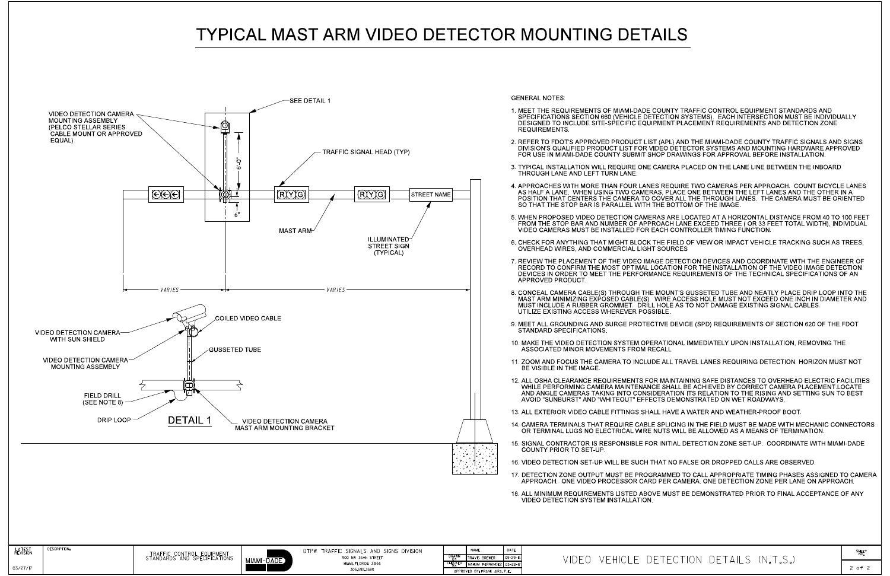# TYPICAL MAST ARM VIDEO DETECTOR MOUNTING DETAILS

VIDEO DETECTION CAMERA MOUNTING ASSEMBLY (PELCO STELLAR SERIES CABLE MOUNT OR APPROVED EQUAL)

SEE DETAIL 1

TRAFFIC SIGNAL HEAD (TYP)

6'-0"

6"

MAST ARM

STREET NAME

ILLUMINATED STREET SIGN (TYPICAL)

VARIES

VARIES

VIDEO DETECTION CAMERA WITH SUN SHIELD

COILED VIDEO CABLE

GUSSETED TUBE

VIDEO DETECTION CAMERA MOUNTING ASSEMBLY

FIELD DRILL (SEE NOTE 8)

DRIP LOOP

DETAIL 1

VIDEO DETECTION CAMERA MAST ARM MOUNTING BRACKET

GENERAL NOTES:

1. MEET THE REQUIREMENTS OF MIAMI-DADE COUNTY TRAFFIC CONTROL EQUIPMENT STANDARDS AND SPECIFICATIONS SECTION 660 (VEHICLE DETECTION SYSTEMS). EACH INTERSECTION MUST BE INDIVIDUALLY DESIGNED TO INCLUDE SITE-SPECIFIC EQUIPMENT PLACEMENT REQUIREMENTS AND DETECTION ZONE REQUIREMENTS.
2. REFER TO FDOT'S APPROVED PRODUCT LIST (APL) AND THE MIAMI-DADE COUNTY TRAFFIC SIGNALS AND SIGNS DIVISION'S QUALIFIED PRODUCT LIST FOR VIDEO DETECTOR SYSTEMS AND MOUNTING HARDWARE APPROVED FOR USE IN MIAMI-DADE COUNTY SUBMIT SHOP DRAWINGS FOR APPROVAL BEFORE INSTALLATION.
3. TYPICAL INSTALLATION WILL REQUIRE ONE CAMERA PLACED ON THE LANE LINE BETWEEN THE INBOARD THROUGH LANE AND LEFT TURN LANE.
4. APPROACHES WITH MORE THAN FOUR LANES REQUIRE TWO CAMERAS PER APPROACH. COUNT BICYCLE LANES AS HALF A LANE. WHEN USING TWO CAMERAS, PLACE ONE BETWEEN THE LEFT LANES AND THE OTHER IN A POSITION THAT CENTERS THE CAMERA TO COVER ALL THE THROUGH LANES. THE CAMERA MUST BE ORIENTED SO THAT THE STOP BAR IS PARALLEL WITH THE BOTTOM OF THE IMAGE.
5. WHEN PROPOSED VIDEO DETECTION CAMERAS ARE LOCATED AT A HORIZONTAL DISTANCE FROM 40 TO 100 FEET FROM THE STOP BAR AND NUMBER OF APPROACH LANE EXCEED THREE ( OR 33 FEET TOTAL WIDTH), INDIVIDUAL VIDEO CAMERAS MUST BE INSTALLED FOR EACH CONTROLLER TIMING FUNCTION.
6. CHECK FOR ANYTHING THAT MIGHT BLOCK THE FIELD OF VIEW OR IMPACT VEHICLE TRACKING SUCH AS TREES, OVERHEAD WIRES, AND COMMERCIAL LIGHT SOURCES
7. REVIEW THE PLACEMENT OF THE VIDEO IMAGE DETECTION DEVICES AND COORDINATE WITH THE ENGINEER OF RECORD TO CONFIRM THE MOST OPTIMAL LOCATION FOR THE INSTALLATION OF THE VIDEO IMAGE DETECTION DEVICES IN ORDER TO MEET THE PERFORMANCE REQUIREMENTS OF THE TECHNICAL SPECIFICATIONS OF AN APPROVED PRODUCT.
8. CONCEAL CAMERA CABLE(S) THROUGH THE MOUNT'S GUSSETED TUBE AND NEATLY PLACE DRIP LOOP INTO THE MAST ARM MINIMIZING EXPOSED CABLE(S). WIRE ACCESS HOLE MUST NOT EXCEED ONE INCH IN DIAMETER AND MUST INCLUDE A RUBBER GROMMET. DRILL HOLE AS TO NOT DAMAGE EXISTING SIGNAL CABLES. UTILIZE EXISTING ACCESS WHEREVER POSSIBLE.
9. MEET ALL GROUNDING AND SURGE PROTECTIVE DEVICE (SPD) REQUIREMENTS OF SECTION 620 OF THE FDOT STANDARD SPECIFICATIONS.
10. MAKE THE VIDEO DETECTION SYSTEM OPERATIONAL IMMEDIATELY UPON INSTALLATION, REMOVING THE ASSOCIATED MINOR MOVEMENTS FROM RECALL
11. ZOOM AND FOCUS THE CAMERA TO INCLUDE ALL TRAVEL LANES REQUIRING DETECTION. HORIZON MUST NOT BE VISIBLE IN THE IMAGE.
12. ALL OSHA CLEARANCE REQUIREMENTS FOR MAINTAINING SAFE DISTANCES TO OVERHEAD ELECTRIC FACILITIES WHILE PERFORMING CAMERA MAINTENANCE SHALL BE ACHIEVED BY CORRECT CAMERA PLACEMENT.LOCATE AND ANGLE CAMERAS TAKING INTO CONSIDERATION ITS RELATION TO THE RISING AND SETTING SUN TO BEST AVOID "SUNBURST" AND "WHITEOUT" EFFECTS DEMONSTRATED ON WET ROADWAYS.
13. ALL EXTERIOR VIDEO CABLE FITTINGS SHALL HAVE A WATER AND WEATHER-PROOF BOOT.
14. CAMERA TERMINALS THAT REQUIRE CABLE SPLICING IN THE FIELD MUST BE MADE WITH MECHANIC CONNECTORS OR TERMINAL LUGS NO ELECTRICAL WIRE NUTS WILL BE ALLOWED AS A MEANS OF TERMINATION.
15. SIGNAL CONTRACTOR IS RESPONSIBLE FOR INITIAL DETECTION ZONE SET-UP. COORDINATE WITH MIAMI-DADE COUNTY PRIOR TO SET-UP.
16. VIDEO DETECTION SET-UP WILL BE SUCH THAT NO FALSE OR DROPPED CALLS ARE OBSERVED.
17. DETECTION ZONE OUTPUT MUST BE PROGRAMMED TO CALL APPROPRIATE TIMING PHASES ASSIGNED TO CAMERA APPROACH. ONE VIDEO PROCESSOR CARD PER CAMERA. ONE DETECTION ZONE PER LANE ON APPROACH.
18. ALL MINIMUM REQUIREMENTS LISTED ABOVE MUST BE DEMONSTRATED PRIOR TO FINAL ACCEPTANCE OF ANY VIDEO DETECTION SYSTEM INSTALLATION.

| LATEST REVISION | DESCRIPTION: |
|---|---|
| 03/27/17 | |

TRAFFIC CONTROL EQUIPMENT STANDARDS AND SPECIFICATIONS

MIAMI-DADE

DTPW TRAFFIC SIGNALS AND SIGNS DIVISION
7100 NW 36th STREET
MIAMI, FLORIDA 33166
305.592.3580

| | NAME | DATE |
|---|---|---|
| DRAWN BY | TRAVIS BREWER | 09-29-16 |
| CHECKED BY | NAHUM FERNANDEZ | 03-22-17 |
| APPROVED BY: FRANK AIRA, P.E. | | |

VIDEO VEHICLE DETECTION DETAILS (N.T.S.)

SHEET NO. 2 of 2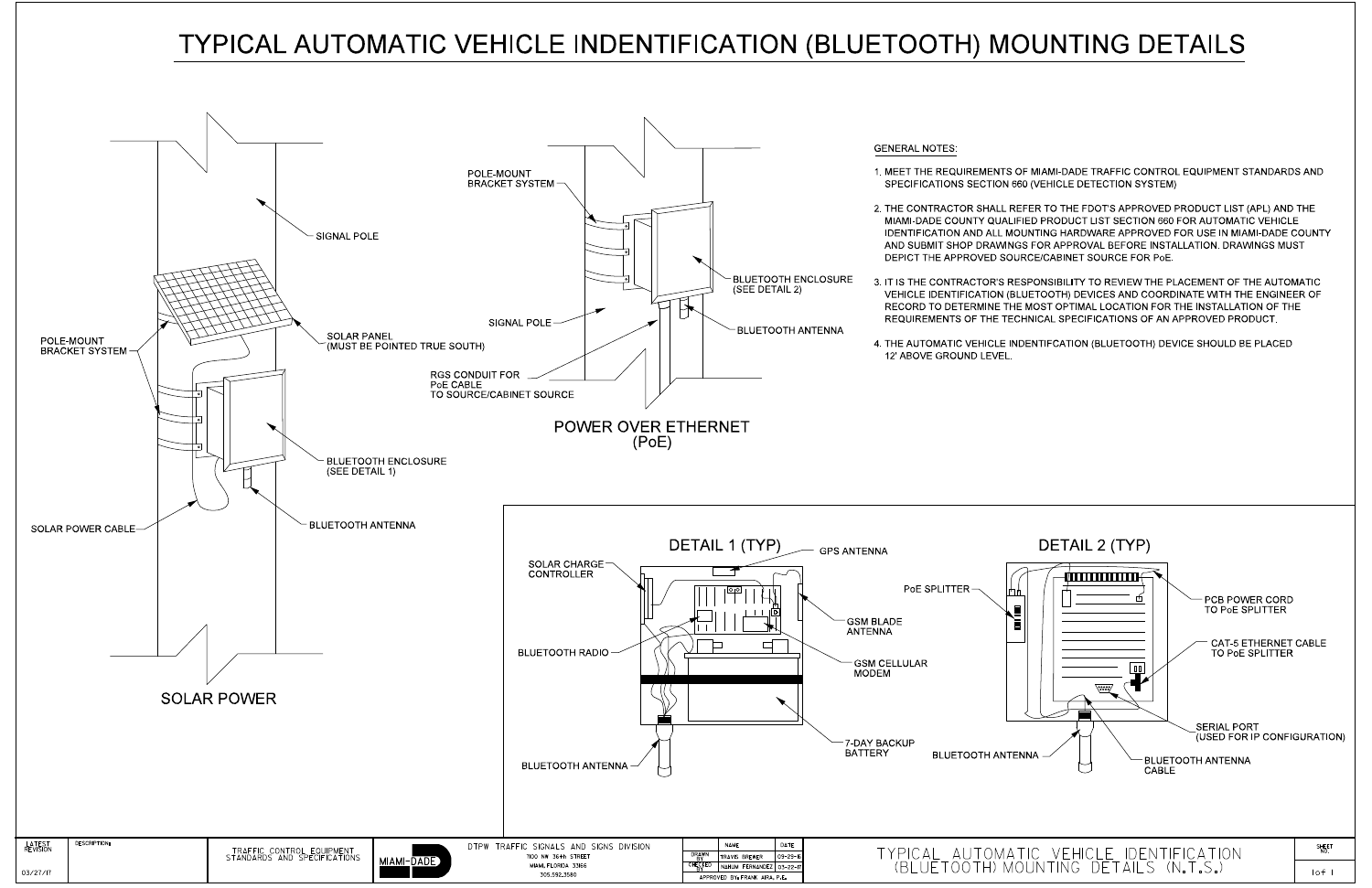# TYPICAL AUTOMATIC VEHICLE INDENTIFICATION (BLUETOOTH) MOUNTING DETAILS

SIGNAL POLE

POLE-MOUNT
BRACKET SYSTEM

SOLAR PANEL
(MUST BE POINTED TRUE SOUTH)

BLUETOOTH ENCLOSURE
(SEE DETAIL 1)

SOLAR POWER CABLE

BLUETOOTH ANTENNA

SOLAR POWER

POLE-MOUNT
BRACKET SYSTEM

BLUETOOTH ENCLOSURE
(SEE DETAIL 2)

SIGNAL POLE

BLUETOOTH ANTENNA

RGS CONDUIT FOR
PoE CABLE
TO SOURCE/CABINET SOURCE

POWER OVER ETHERNET
(PoE)

GENERAL NOTES:

1. MEET THE REQUIREMENTS OF MIAMI-DADE TRAFFIC CONTROL EQUIPMENT STANDARDS AND SPECIFICATIONS SECTION 660 (VEHICLE DETECTION SYSTEM)
2. THE CONTRACTOR SHALL REFER TO THE FDOT'S APPROVED PRODUCT LIST (APL) AND THE MIAMI-DADE COUNTY QUALIFIED PRODUCT LIST SECTION 660 FOR AUTOMATIC VEHICLE IDENTIFICATION AND ALL MOUNTING HARDWARE APPROVED FOR USE IN MIAMI-DADE COUNTY AND SUBMIT SHOP DRAWINGS FOR APPROVAL BEFORE INSTALLATION. DRAWINGS MUST DEPICT THE APPROVED SOURCE/CABINET SOURCE FOR PoE.
3. IT IS THE CONTRACTOR'S RESPONSIBILITY TO REVIEW THE PLACEMENT OF THE AUTOMATIC VEHICLE IDENTIFICATION (BLUETOOTH) DEVICES AND COORDINATE WITH THE ENGINEER OF RECORD TO DETERMINE THE MOST OPTIMAL LOCATION FOR THE INSTALLATION OF THE REQUIREMENTS OF THE TECHNICAL SPECIFICATIONS OF AN APPROVED PRODUCT.
4. THE AUTOMATIC VEHICLE INDENTIFCATION (BLUETOOTH) DEVICE SHOULD BE PLACED 12' ABOVE GROUND LEVEL.

DETAIL 1 (TYP)

SOLAR CHARGE
CONTROLLER

GPS ANTENNA

GSM BLADE
ANTENNA

BLUETOOTH RADIO

GSM CELLULAR
MODEM

7-DAY BACKUP
BATTERY

BLUETOOTH ANTENNA

DETAIL 2 (TYP)

PoE SPLITTER

PCB POWER CORD
TO PoE SPLITTER

CAT-5 ETHERNET CABLE
TO PoE SPLITTER

SERIAL PORT
(USED FOR IP CONFIGURATION)

BLUETOOTH ANTENNA

BLUETOOTH ANTENNA
CABLE

| LATEST REVISION | DESCRIPTION: |
|---|---|
| 03/27/17 | |

TRAFFIC CONTROL EQUIPMENT STANDARDS AND SPECIFICATIONS

MIAMI-DADE

DTPW TRAFFIC SIGNALS AND SIGNS DIVISION
7100 NW 36th STREET
MIAMI, FLORIDA 33166
305.592.3580

| | NAME | DATE |
|---|---|---|
| DRAWN BY | TRAVIS BREWER | 09-29-16 |
| CHECKED BY | NAHUM FERNANDEZ | 03-22-17 |
| APPROVED BY: FRANK AIRA, P.E. | | |

TYPICAL AUTOMATIC VEHICLE IDENTIFICATION (BLUETOOTH) MOUNTING DETAILS (N.T.S.)

SHEET NO. 1 of 1